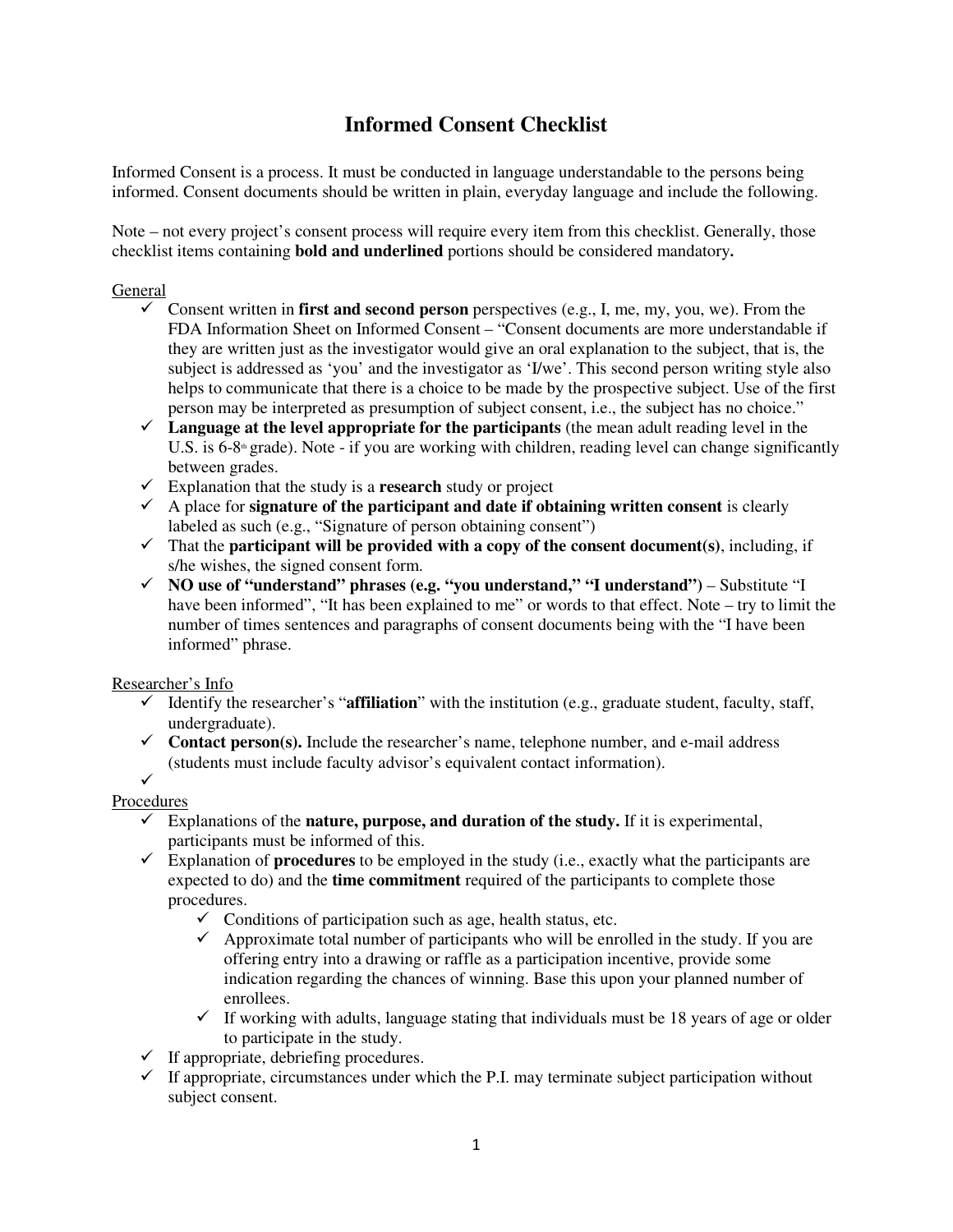# Informed Consent Checklist

Informed Consent is a process. It must be conducted in language understandable to the persons being informed. Consent documents should be written in plain, everyday language and include the following.

Note – not every project's consent process will require every item from this checklist. Generally, those checklist items containing **bold and underlined** portions should be considered mandatory**.**

General

- ✓ Consent written in **first and second person** perspectives (e.g., I, me, my, you, we). From the FDA Information Sheet on Informed Consent – "Consent documents are more understandable if they are written just as the investigator would give an oral explanation to the subject, that is, the subject is addressed as 'you' and the investigator as 'I/we'. This second person writing style also helps to communicate that there is a choice to be made by the prospective subject. Use of the first person may be interpreted as presumption of subject consent, i.e., the subject has no choice."
- ✓ **Language at the level appropriate for the participants** (the mean adult reading level in the U.S. is 6-8th grade). Note - if you are working with children, reading level can change significantly between grades.
- ✓ Explanation that the study is a **research** study or project
- ✓ A place for **signature of the participant and date if obtaining written consent** is clearly labeled as such (e.g., "Signature of person obtaining consent")
- ✓ That the **participant will be provided with a copy of the consent document(s)**, including, if s/he wishes, the signed consent form.
- ✓ **NO use of "understand" phrases (e.g. "you understand," "I understand")** – Substitute "I have been informed", "It has been explained to me" or words to that effect. Note – try to limit the number of times sentences and paragraphs of consent documents being with the "I have been informed" phrase.

Researcher's Info

- ✓ Identify the researcher's "**affiliation**" with the institution (e.g., graduate student, faculty, staff, undergraduate).
- ✓ **Contact person(s).** Include the researcher's name, telephone number, and e-mail address (students must include faculty advisor's equivalent contact information).
- ✓

Procedures

- ✓ Explanations of the **nature, purpose, and duration of the study.** If it is experimental, participants must be informed of this.
- ✓ Explanation of **procedures** to be employed in the study (i.e., exactly what the participants are expected to do) and the **time commitment** required of the participants to complete those procedures.
  - ✓ Conditions of participation such as age, health status, etc.
  - ✓ Approximate total number of participants who will be enrolled in the study. If you are offering entry into a drawing or raffle as a participation incentive, provide some indication regarding the chances of winning. Base this upon your planned number of enrollees.
  - ✓ If working with adults, language stating that individuals must be 18 years of age or older to participate in the study.
- ✓ If appropriate, debriefing procedures.
- ✓ If appropriate, circumstances under which the P.I. may terminate subject participation without subject consent.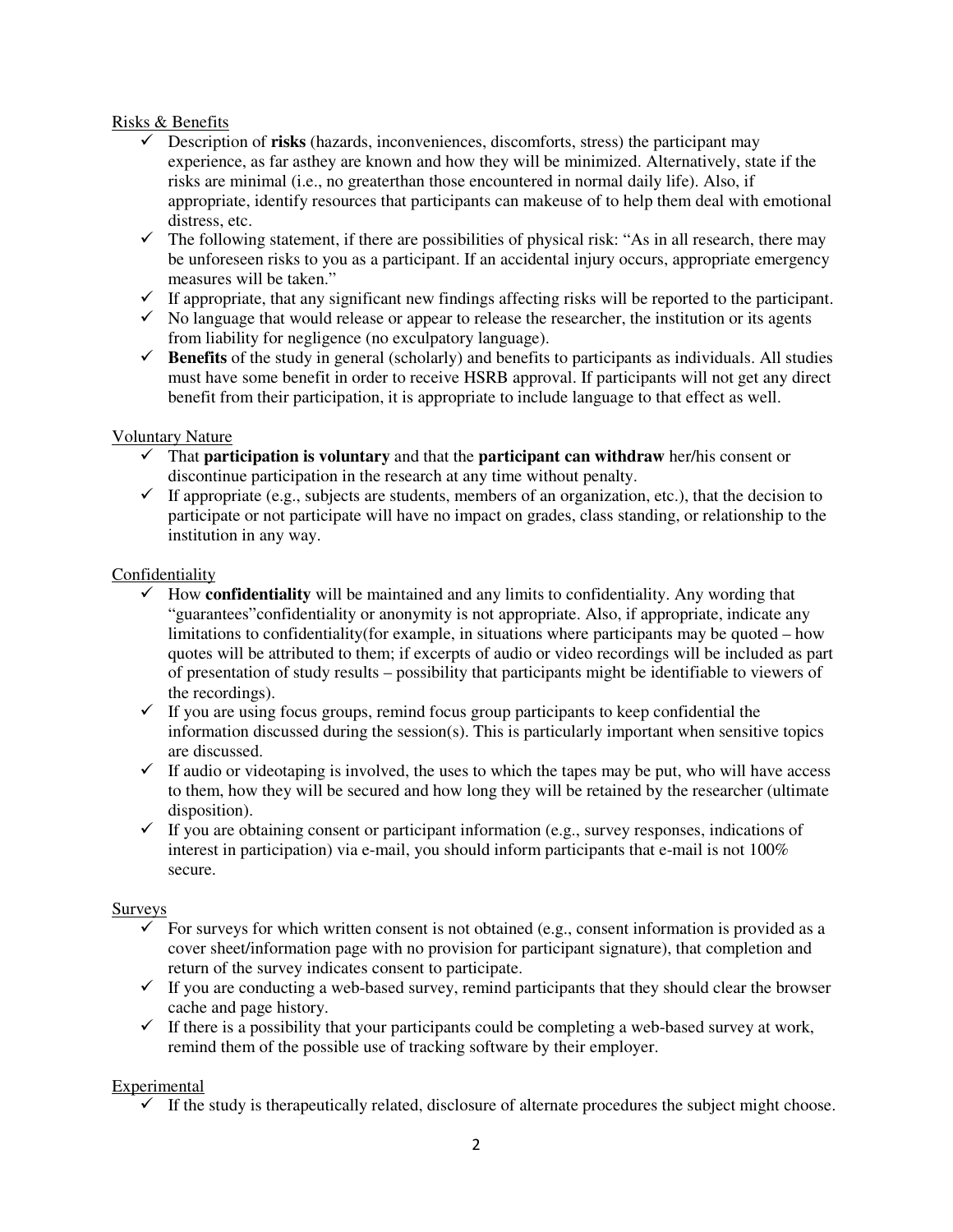Risks & Benefits

- ✓ Description of **risks** (hazards, inconveniences, discomforts, stress) the participant may experience, as far asthey are known and how they will be minimized. Alternatively, state if the risks are minimal (i.e., no greaterthan those encountered in normal daily life). Also, if appropriate, identify resources that participants can makeuse of to help them deal with emotional distress, etc.
- ✓ The following statement, if there are possibilities of physical risk: "As in all research, there may be unforeseen risks to you as a participant. If an accidental injury occurs, appropriate emergency measures will be taken."
- ✓ If appropriate, that any significant new findings affecting risks will be reported to the participant.
- ✓ No language that would release or appear to release the researcher, the institution or its agents from liability for negligence (no exculpatory language).
- ✓ **Benefits** of the study in general (scholarly) and benefits to participants as individuals. All studies must have some benefit in order to receive HSRB approval. If participants will not get any direct benefit from their participation, it is appropriate to include language to that effect as well.

Voluntary Nature

- ✓ That **participation is voluntary** and that the **participant can withdraw** her/his consent or discontinue participation in the research at any time without penalty.
- ✓ If appropriate (e.g., subjects are students, members of an organization, etc.), that the decision to participate or not participate will have no impact on grades, class standing, or relationship to the institution in any way.

Confidentiality

- ✓ How **confidentiality** will be maintained and any limits to confidentiality. Any wording that "guarantees"confidentiality or anonymity is not appropriate. Also, if appropriate, indicate any limitations to confidentiality(for example, in situations where participants may be quoted – how quotes will be attributed to them; if excerpts of audio or video recordings will be included as part of presentation of study results – possibility that participants might be identifiable to viewers of the recordings).
- ✓ If you are using focus groups, remind focus group participants to keep confidential the information discussed during the session(s). This is particularly important when sensitive topics are discussed.
- ✓ If audio or videotaping is involved, the uses to which the tapes may be put, who will have access to them, how they will be secured and how long they will be retained by the researcher (ultimate disposition).
- ✓ If you are obtaining consent or participant information (e.g., survey responses, indications of interest in participation) via e-mail, you should inform participants that e-mail is not 100% secure.

Surveys

- ✓ For surveys for which written consent is not obtained (e.g., consent information is provided as a cover sheet/information page with no provision for participant signature), that completion and return of the survey indicates consent to participate.
- ✓ If you are conducting a web-based survey, remind participants that they should clear the browser cache and page history.
- ✓ If there is a possibility that your participants could be completing a web-based survey at work, remind them of the possible use of tracking software by their employer.

Experimental

- ✓ If the study is therapeutically related, disclosure of alternate procedures the subject might choose.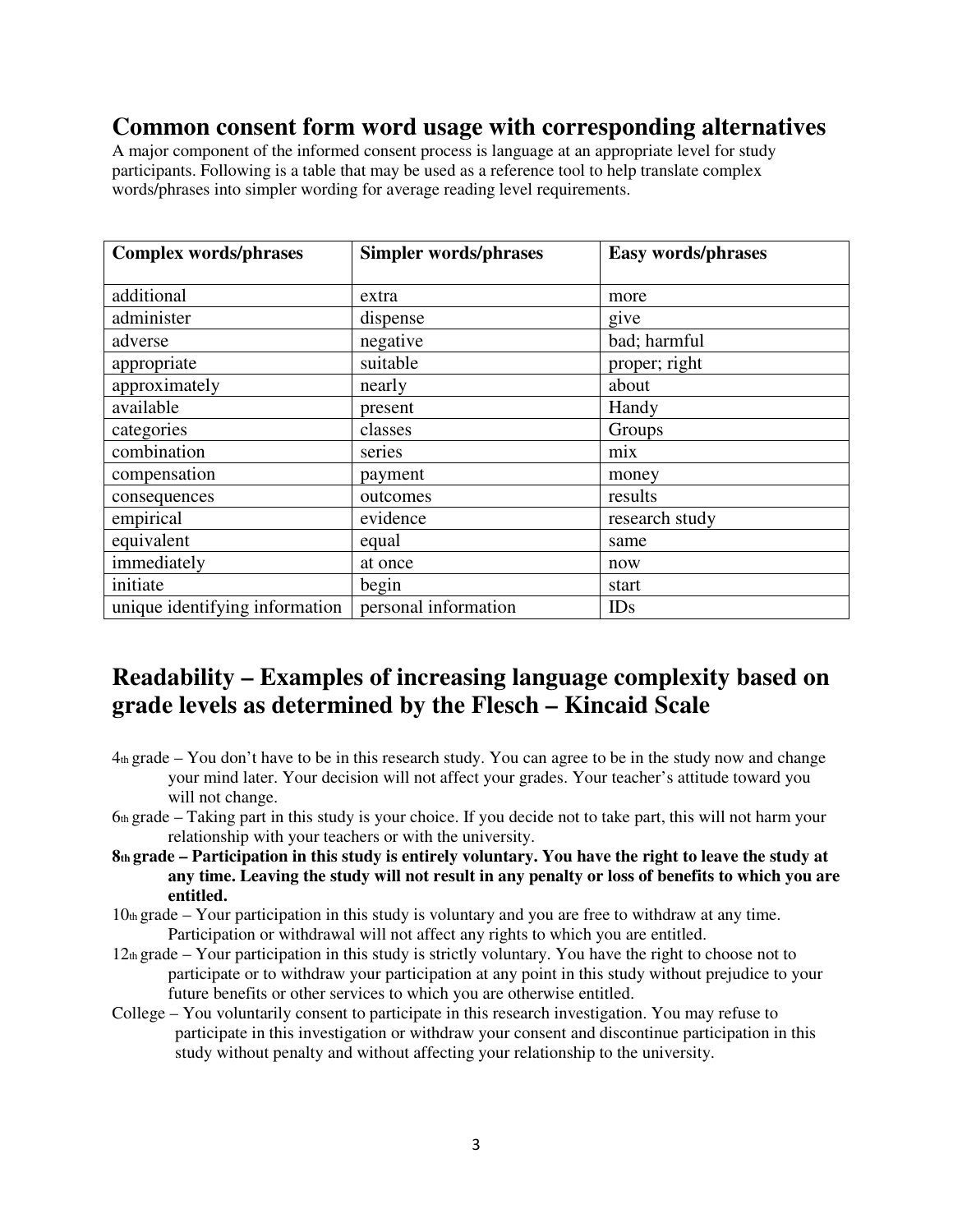## Common consent form word usage with corresponding alternatives

A major component of the informed consent process is language at an appropriate level for study participants. Following is a table that may be used as a reference tool to help translate complex words/phrases into simpler wording for average reading level requirements.

| Complex words/phrases | Simpler words/phrases | Easy words/phrases |
|---|---|---|
| additional | extra | more |
| administer | dispense | give |
| adverse | negative | bad; harmful |
| appropriate | suitable | proper; right |
| approximately | nearly | about |
| available | present | Handy |
| categories | classes | Groups |
| combination | series | mix |
| compensation | payment | money |
| consequences | outcomes | results |
| empirical | evidence | research study |
| equivalent | equal | same |
| immediately | at once | now |
| initiate | begin | start |
| unique identifying information | personal information | IDs |

## Readability – Examples of increasing language complexity based on grade levels as determined by the Flesch – Kincaid Scale

4th grade – You don't have to be in this research study. You can agree to be in the study now and change your mind later. Your decision will not affect your grades. Your teacher's attitude toward you will not change.

6th grade – Taking part in this study is your choice. If you decide not to take part, this will not harm your relationship with your teachers or with the university.

**8th grade – Participation in this study is entirely voluntary. You have the right to leave the study at any time. Leaving the study will not result in any penalty or loss of benefits to which you are entitled.**

10th grade – Your participation in this study is voluntary and you are free to withdraw at any time. Participation or withdrawal will not affect any rights to which you are entitled.

12th grade – Your participation in this study is strictly voluntary. You have the right to choose not to participate or to withdraw your participation at any point in this study without prejudice to your future benefits or other services to which you are otherwise entitled.

College – You voluntarily consent to participate in this research investigation. You may refuse to participate in this investigation or withdraw your consent and discontinue participation in this study without penalty and without affecting your relationship to the university.